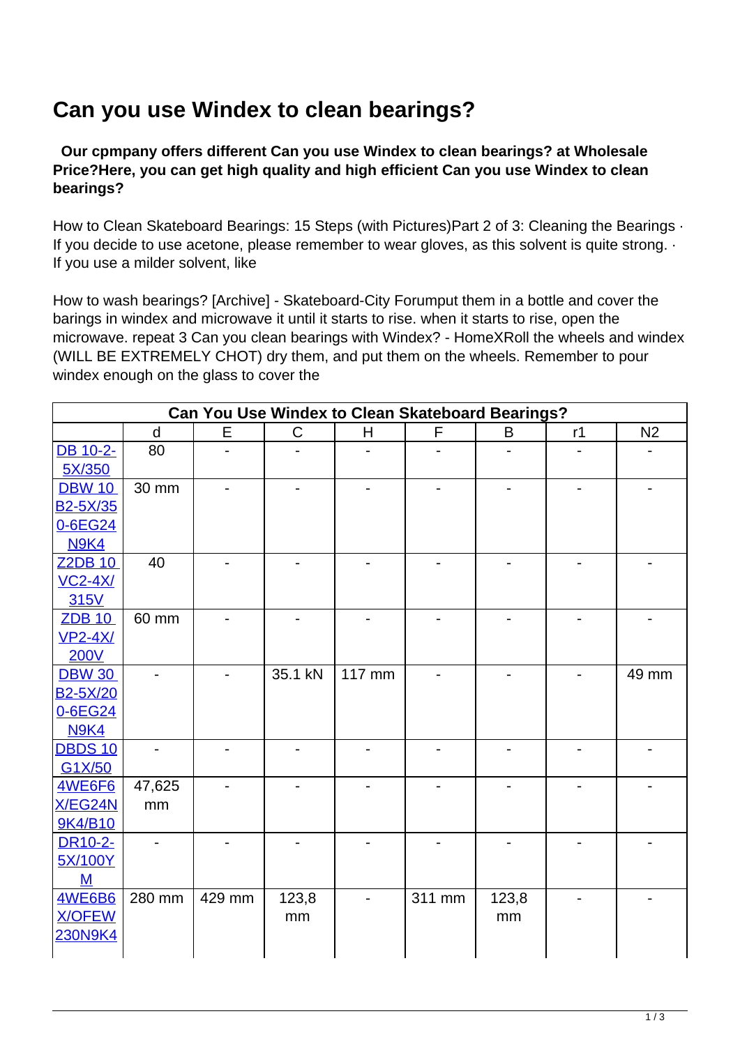# Can you use Windex to clean bearings?

**Our cpmpany offers different Can you use Windex to clean bearings? at Wholesale Price?Here, you can get high quality and high efficient Can you use Windex to clean bearings?**

How to Clean Skateboard Bearings: 15 Steps (with Pictures)Part 2 of 3: Cleaning the Bearings · If you decide to use acetone, please remember to wear gloves, as this solvent is quite strong. · If you use a milder solvent, like

How to wash bearings? [Archive] - Skateboard-City Forumput them in a bottle and cover the barings in windex and microwave it until it starts to rise. when it starts to rise, open the microwave. repeat 3 Can you clean bearings with Windex? - HomeXRoll the wheels and windex (WILL BE EXTREMELY CHOT) dry them, and put them on the wheels. Remember to pour windex enough on the glass to cover the

| Can You Use Windex to Clean Skateboard Bearings? | | | | | | | | |
|---|---|---|---|---|---|---|---|---|
| | d | E | C | H | F | B | r1 | N2 |
| DB 10-2-5X/350 | 80 | - | - | - | - | - | - | - |
| DBW 10 B2-5X/350-6EG24N9K4 | 30 mm | - | - | - | - | - | - | - |
| Z2DB 10 VC2-4X/315V | 40 | - | - | - | - | - | - | - |
| ZDB 10 VP2-4X/200V | 60 mm | - | - | - | - | - | - | - |
| DBW 30 B2-5X/200-6EG24N9K4 | - | - | 35.1 kN | 117 mm | - | - | - | 49 mm |
| DBDS 10 G1X/50 | - | - | - | - | - | - | - | - |
| 4WE6F6X/EG24N9K4/B10 | 47,625 mm | - | - | - | - | - | - | - |
| DR10-2-5X/100YM | - | - | - | - | - | - | - | - |
| 4WE6B6X/OFEW230N9K4 | 280 mm | 429 mm | 123,8 mm | - | 311 mm | 123,8 mm | - | - |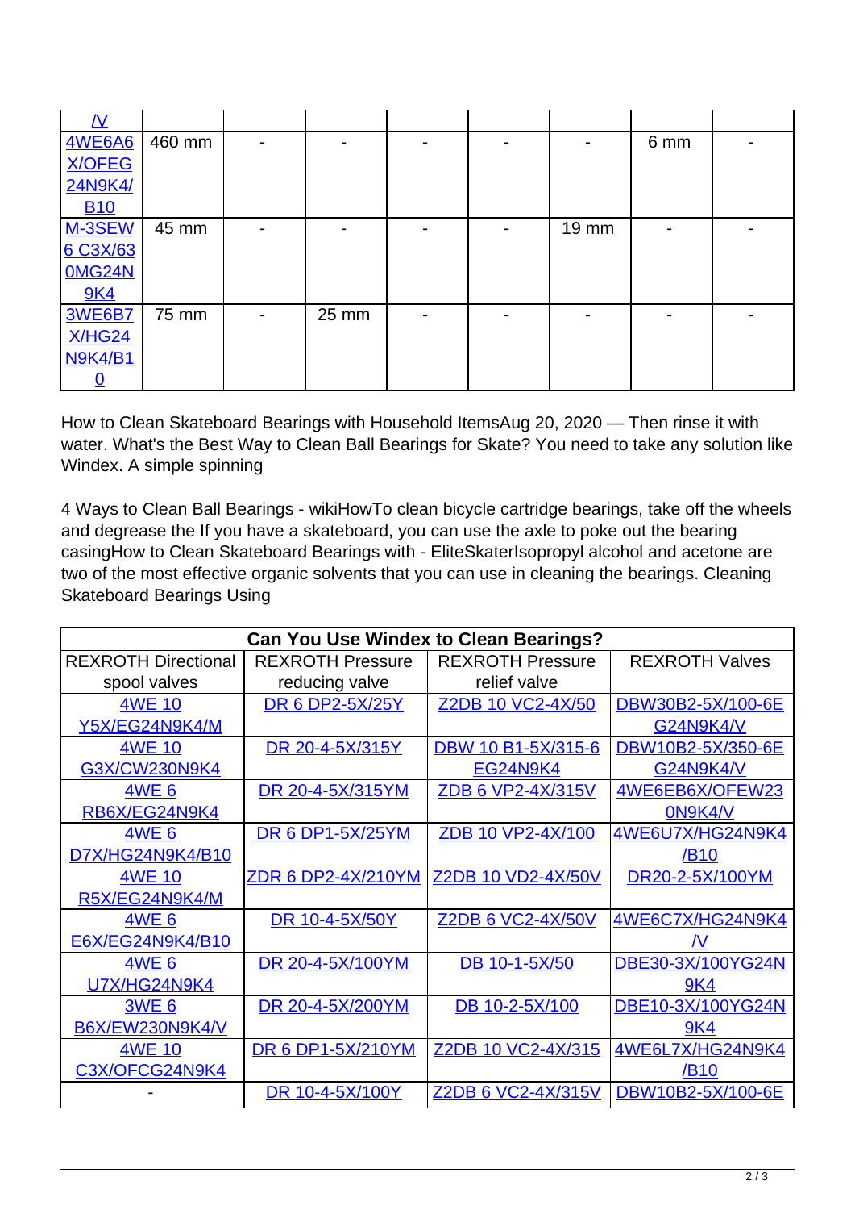| | | | | | | | | |
|---|---|---|---|---|---|---|---|---|
| /V | | | | | | | | |
| 4WE6A6X/OFEG24N9K4/B10 | 460 mm | - | - | - | - | - | 6 mm | - |
| M-3SEW6 C3X/630MG24N9K4 | 45 mm | - | - | - | - | 19 mm | - | - |
| 3WE6B7X/HG24N9K4/B10 | 75 mm | - | 25 mm | - | - | - | - | - |

How to Clean Skateboard Bearings with Household ItemsAug 20, 2020 — Then rinse it with water. What's the Best Way to Clean Ball Bearings for Skate? You need to take any solution like Windex. A simple spinning

4 Ways to Clean Ball Bearings - wikiHowTo clean bicycle cartridge bearings, take off the wheels and degrease the If you have a skateboard, you can use the axle to poke out the bearing casingHow to Clean Skateboard Bearings with - EliteSkaterIsopropyl alcohol and acetone are two of the most effective organic solvents that you can use in cleaning the bearings. Cleaning Skateboard Bearings Using

| **Can You Use Windex to Clean Bearings?** | | | |
|---|---|---|---|
| REXROTH Directional spool valves | REXROTH Pressure reducing valve | REXROTH Pressure relief valve | REXROTH Valves |
| 4WE 10 Y5X/EG24N9K4/M | DR 6 DP2-5X/25Y | Z2DB 10 VC2-4X/50 | DBW30B2-5X/100-6EG24N9K4/V |
| 4WE 10 G3X/CW230N9K4 | DR 20-4-5X/315Y | DBW 10 B1-5X/315-6EG24N9K4 | DBW10B2-5X/350-6EG24N9K4/V |
| 4WE 6 RB6X/EG24N9K4 | DR 20-4-5X/315YM | ZDB 6 VP2-4X/315V | 4WE6EB6X/OFEW230N9K4/V |
| 4WE 6 D7X/HG24N9K4/B10 | DR 6 DP1-5X/25YM | ZDB 10 VP2-4X/100 | 4WE6U7X/HG24N9K4/B10 |
| 4WE 10 R5X/EG24N9K4/M | ZDR 6 DP2-4X/210YM | Z2DB 10 VD2-4X/50V | DR20-2-5X/100YM |
| 4WE 6 E6X/EG24N9K4/B10 | DR 10-4-5X/50Y | Z2DB 6 VC2-4X/50V | 4WE6C7X/HG24N9K4/V |
| 4WE 6 U7X/HG24N9K4 | DR 20-4-5X/100YM | DB 10-1-5X/50 | DBE30-3X/100YG24N9K4 |
| 3WE 6 B6X/EW230N9K4/V | DR 20-4-5X/200YM | DB 10-2-5X/100 | DBE10-3X/100YG24N9K4 |
| 4WE 10 C3X/OFCG24N9K4 | DR 6 DP1-5X/210YM | Z2DB 10 VC2-4X/315 | 4WE6L7X/HG24N9K4/B10 |
| - | DR 10-4-5X/100Y | Z2DB 6 VC2-4X/315V | DBW10B2-5X/100-6E |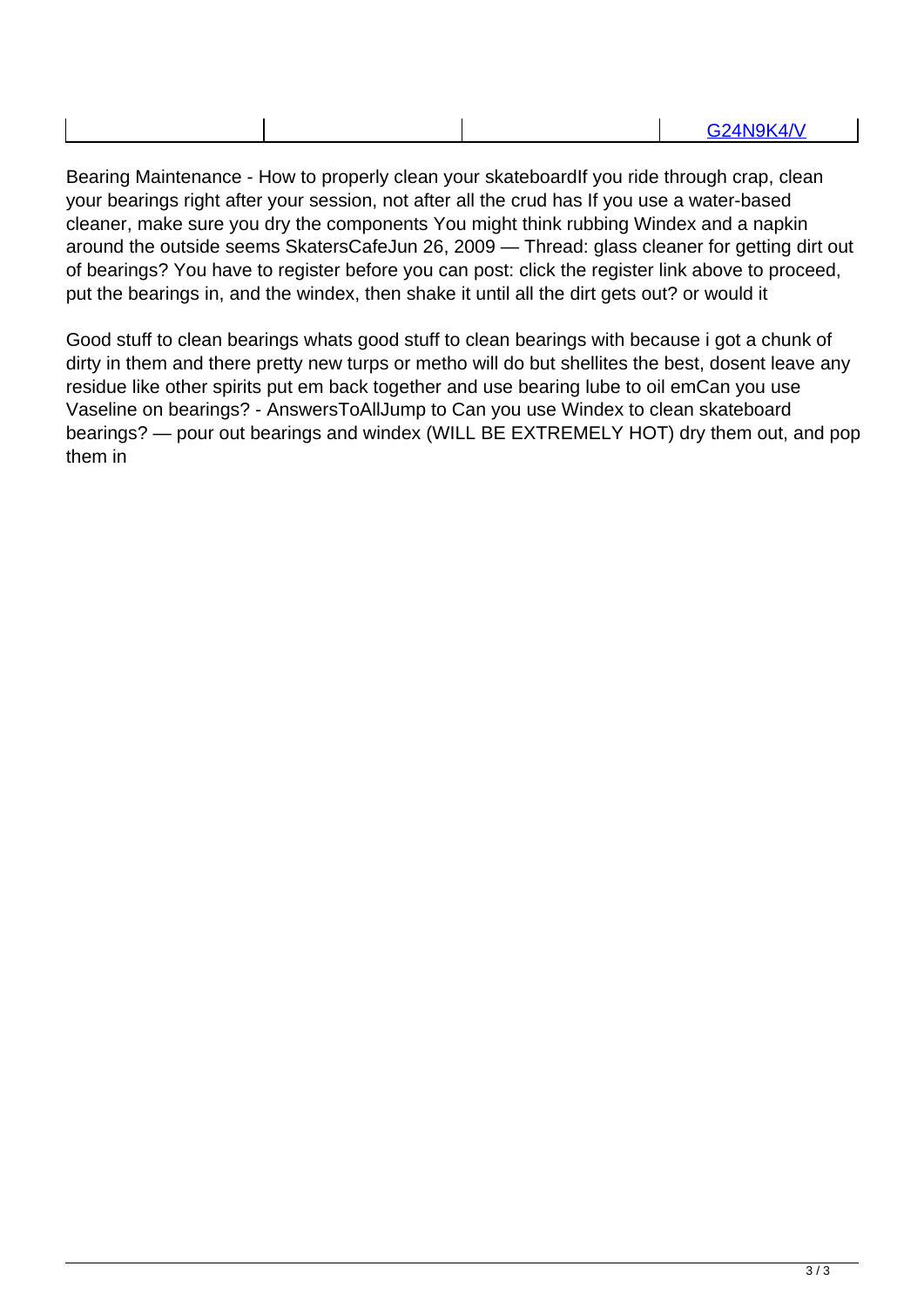| | | | |
|---|---|---|---|
| | | | [G24N9K4/V]() |

Bearing Maintenance - How to properly clean your skateboardIf you ride through crap, clean your bearings right after your session, not after all the crud has If you use a water-based cleaner, make sure you dry the components You might think rubbing Windex and a napkin around the outside seems SkatersCafeJun 26, 2009 — Thread: glass cleaner for getting dirt out of bearings? You have to register before you can post: click the register link above to proceed, put the bearings in, and the windex, then shake it until all the dirt gets out? or would it

Good stuff to clean bearings whats good stuff to clean bearings with because i got a chunk of dirty in them and there pretty new turps or metho will do but shellites the best, dosent leave any residue like other spirits put em back together and use bearing lube to oil emCan you use Vaseline on bearings? - AnswersToAllJump to Can you use Windex to clean skateboard bearings? — pour out bearings and windex (WILL BE EXTREMELY HOT) dry them out, and pop them in